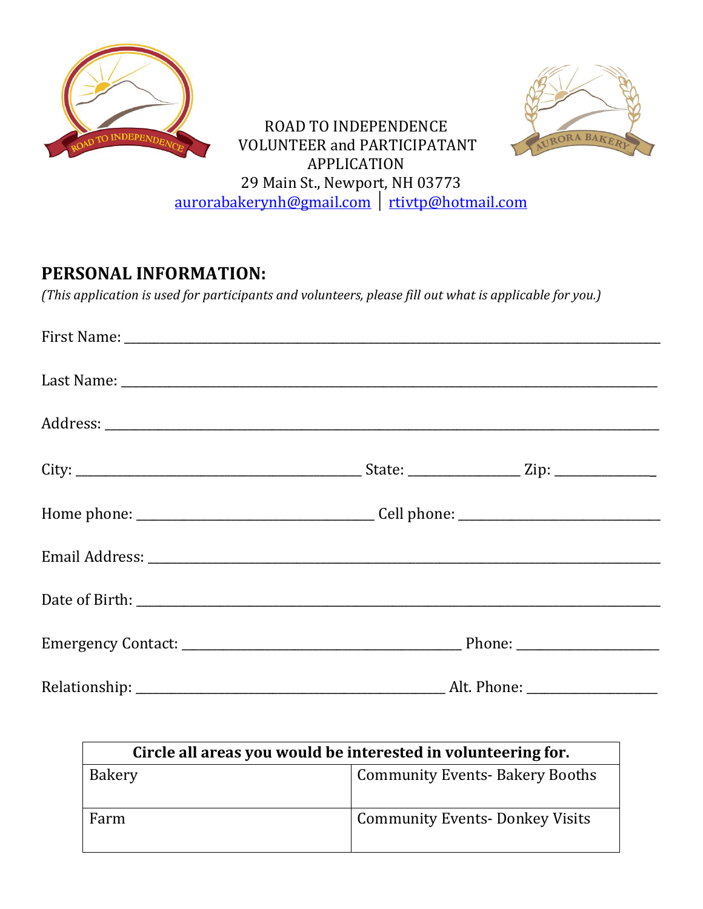ROAD TO INDEPENDENCE
VOLUNTEER and PARTICIPATANT
APPLICATION
29 Main St., Newport, NH 03773
aurorabakerynh@gmail.com | rtivtp@hotmail.com

## PERSONAL INFORMATION:

*(This application is used for participants and volunteers, please fill out what is applicable for you.)*

First Name: ______________________________________________________________________

Last Name: ______________________________________________________________________

Address: ________________________________________________________________________

City: ____________________________________ State: ______________ Zip: ______________

Home phone: ______________________________ Cell phone: __________________________

Email Address: ____________________________________________________________________

Date of Birth: _____________________________________________________________________

Emergency Contact: _____________________________________ Phone: __________________

Relationship: ____________________________________________ Alt. Phone: _______________

| Circle all areas you would be interested in volunteering for. | |
|---|---|
| Bakery | Community Events- Bakery Booths |
| Farm | Community Events- Donkey Visits |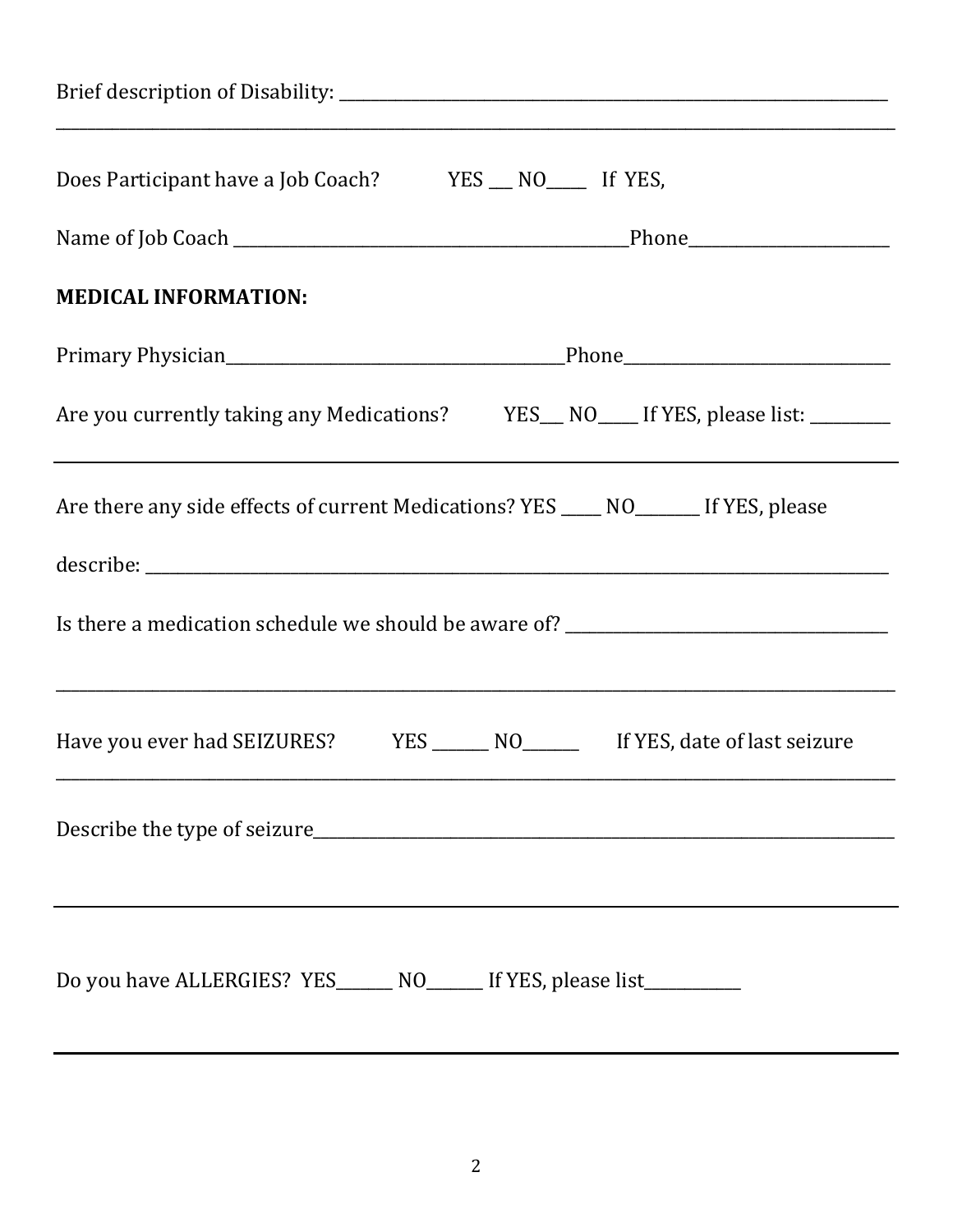Brief description of Disability: ______________________________________________________________________

______________________________________________________________________________________________

Does Participant have a Job Coach? YES ___ NO_____ If YES,

Name of Job Coach _______________________________________________Phone_______________________

**MEDICAL INFORMATION:**

Primary Physician_________________________________________Phone_______________________________

Are you currently taking any Medications? YES___ NO_____ If YES, please list: _________

______________________________________________________________________________________________

Are there any side effects of current Medications? YES _____ NO________ If YES, please

describe: ______________________________________________________________________________________

Is there a medication schedule we should be aware of? ______________________________________

______________________________________________________________________________________________

Have you ever had SEIZURES? YES _______ NO_______ If YES, date of last seizure

______________________________________________________________________________________________

Describe the type of seizure____________________________________________________________________

______________________________________________________________________________________________

Do you have ALLERGIES? YES_______ NO_______ If YES, please list___________

______________________________________________________________________________________________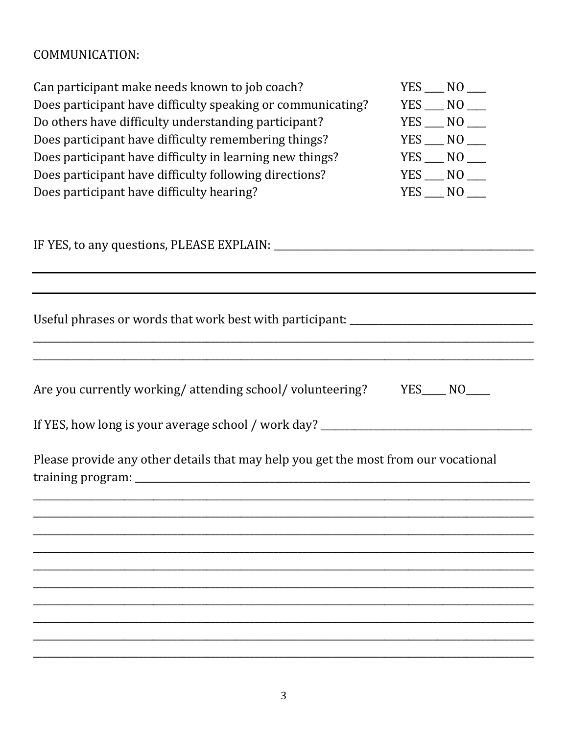COMMUNICATION:

Can participant make needs known to job coach? YES ____ NO ____
Does participant have difficulty speaking or communicating? YES ____ NO ____
Do others have difficulty understanding participant? YES ____ NO ____
Does participant have difficulty remembering things? YES ____ NO ____
Does participant have difficulty in learning new things? YES ____ NO ____
Does participant have difficulty following directions? YES ____ NO ____
Does participant have difficulty hearing? YES ____ NO ____

IF YES, to any questions, PLEASE EXPLAIN: ______________________________________________

______________________________________________________________________________

______________________________________________________________________________

Useful phrases or words that work best with participant: ______________________________

______________________________________________________________________________

______________________________________________________________________________

Are you currently working/ attending school/ volunteering? YES_____ NO_____

If YES, how long is your average school / work day? __________________________________

Please provide any other details that may help you get the most from our vocational training program: ______________________________________________________________

______________________________________________________________________________

______________________________________________________________________________

______________________________________________________________________________

______________________________________________________________________________

______________________________________________________________________________

______________________________________________________________________________

______________________________________________________________________________

______________________________________________________________________________

______________________________________________________________________________

______________________________________________________________________________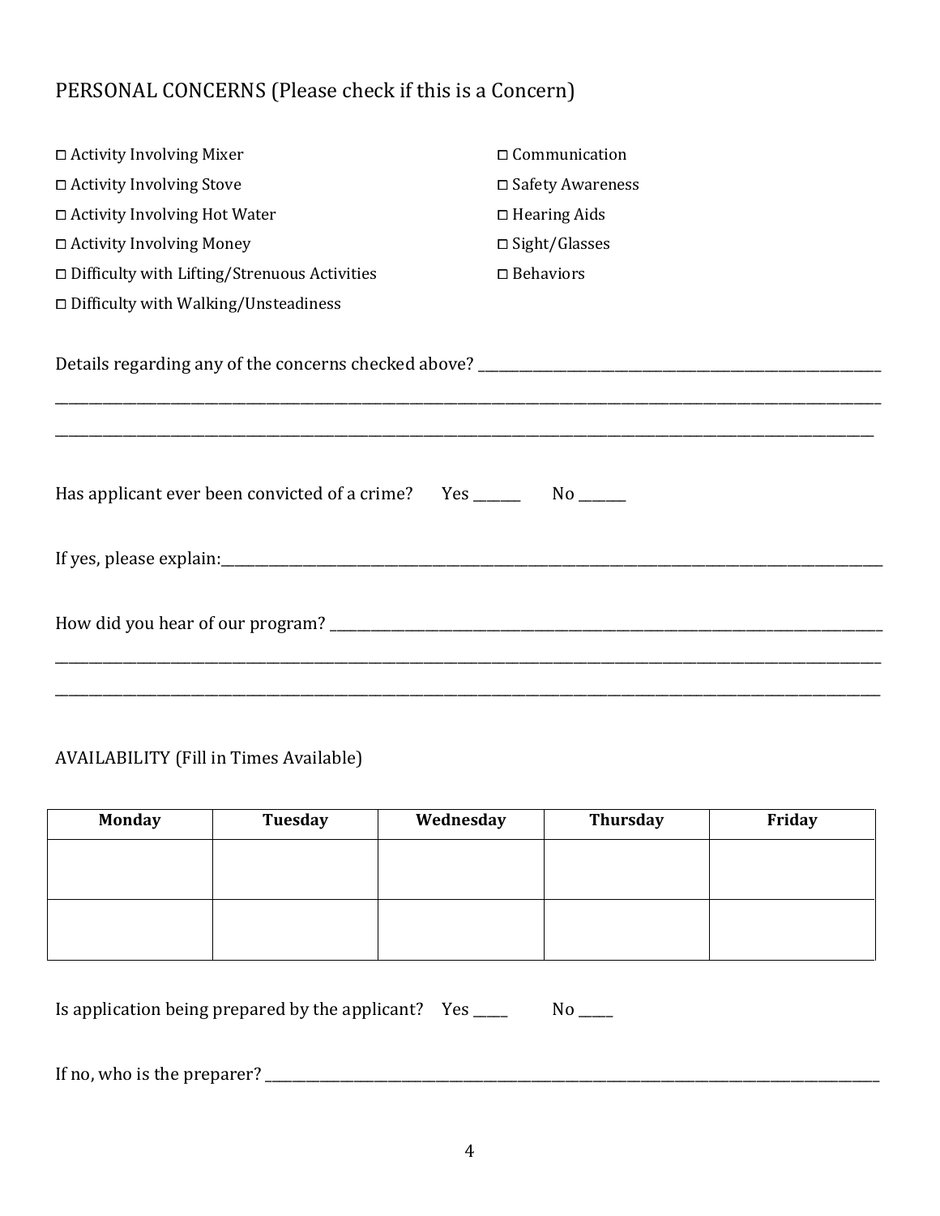PERSONAL CONCERNS (Please check if this is a Concern)

- ☐ Activity Involving Mixer
- ☐ Activity Involving Stove
- ☐ Activity Involving Hot Water
- ☐ Activity Involving Money
- ☐ Difficulty with Lifting/Strenuous Activities
- ☐ Difficulty with Walking/Unsteadiness
- ☐ Communication
- ☐ Safety Awareness
- ☐ Hearing Aids
- ☐ Sight/Glasses
- ☐ Behaviors

Details regarding any of the concerns checked above? ___________________________________________

_____________________________________________________________________________

_____________________________________________________________________________

Has applicant ever been convicted of a crime? Yes ______ No ______

If yes, please explain:________________________________________________________________

How did you hear of our program? ______________________________________________________

_____________________________________________________________________________

_____________________________________________________________________________

AVAILABILITY (Fill in Times Available)

| Monday | Tuesday | Wednesday | Thursday | Friday |
|---|---|---|---|---|
| | | | | |
| | | | | |

Is application being prepared by the applicant? Yes _____ No _____

If no, who is the preparer? ____________________________________________________________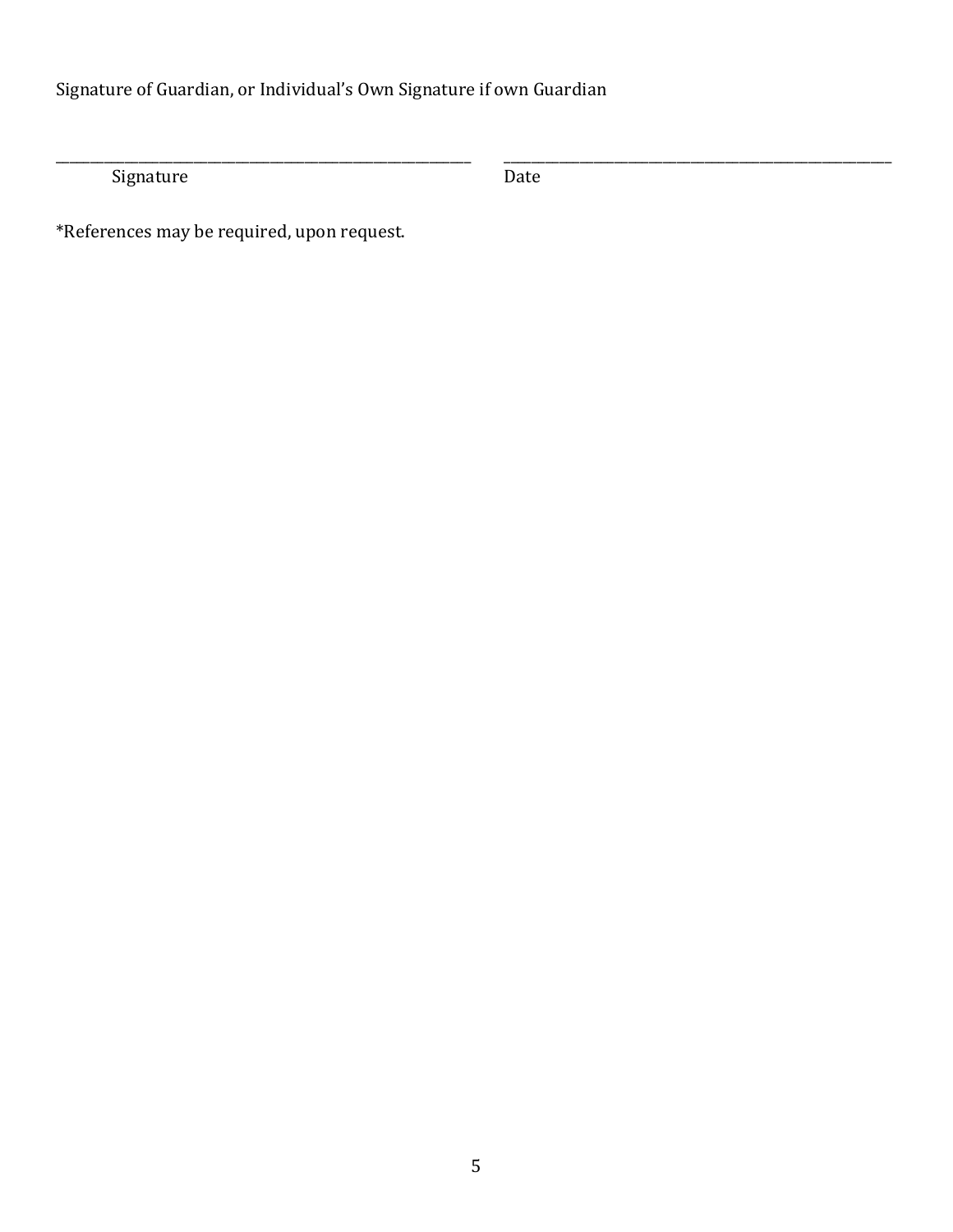Signature of Guardian, or Individual's Own Signature if own Guardian

| | |
|---|---|
| ______________________________ | ______________________________ |
| Signature | Date |

*References may be required, upon request.